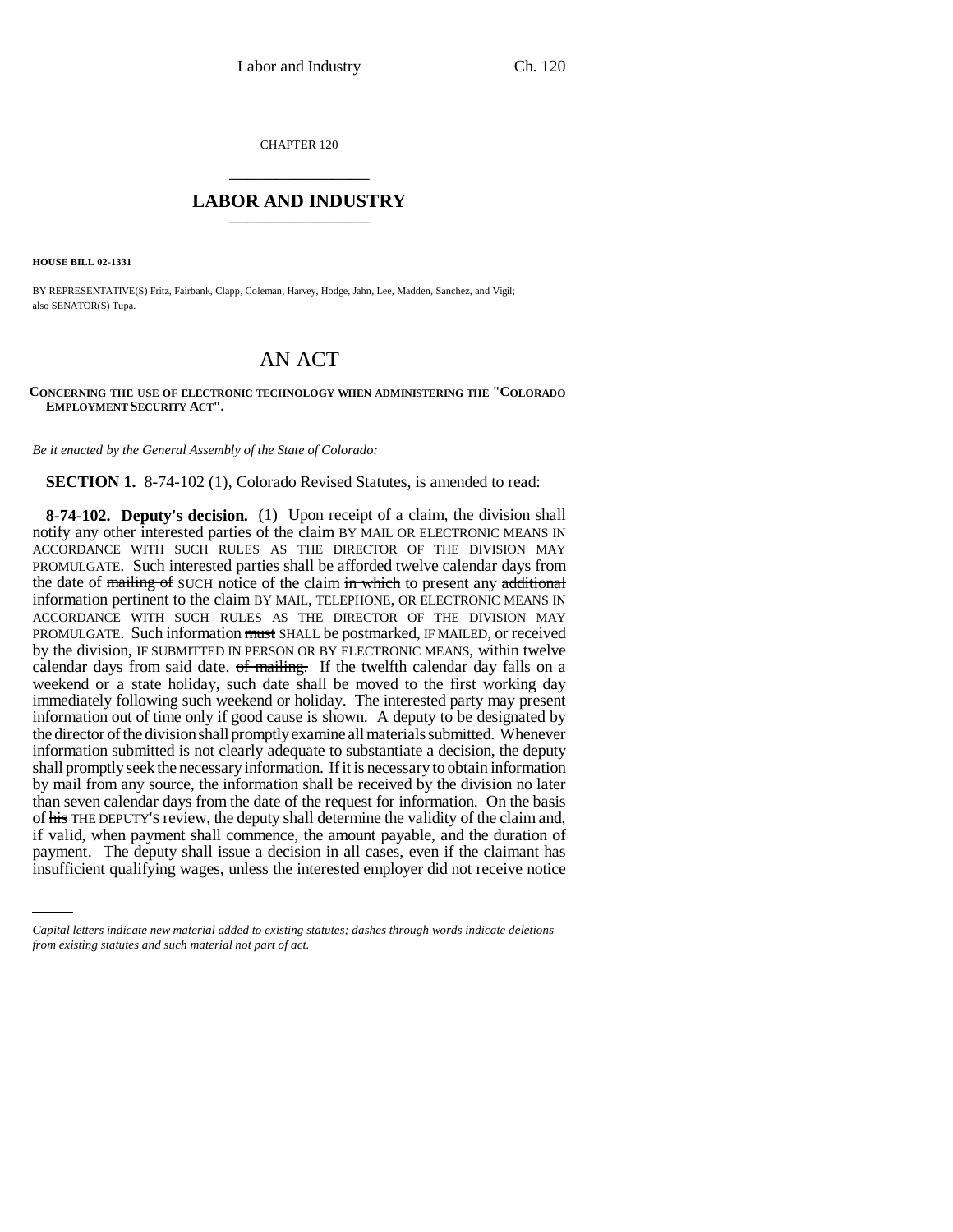CHAPTER 120

# LABOR AND INDUSTRY

**HOUSE BILL 02-1331**

BY REPRESENTATIVE(S) Fritz, Fairbank, Clapp, Coleman, Harvey, Hodge, Jahn, Lee, Madden, Sanchez, and Vigil;
also SENATOR(S) Tupa.

## AN ACT

**CONCERNING THE USE OF ELECTRONIC TECHNOLOGY WHEN ADMINISTERING THE "COLORADO EMPLOYMENT SECURITY ACT".**

*Be it enacted by the General Assembly of the State of Colorado:*

**SECTION 1.** 8-74-102 (1), Colorado Revised Statutes, is amended to read:

**8-74-102. Deputy's decision.** (1) Upon receipt of a claim, the division shall notify any other interested parties of the claim BY MAIL OR ELECTRONIC MEANS IN ACCORDANCE WITH SUCH RULES AS THE DIRECTOR OF THE DIVISION MAY PROMULGATE. Such interested parties shall be afforded twelve calendar days from the date of ~~mailing of~~ SUCH notice of the claim ~~in which~~ to present any ~~additional~~ information pertinent to the claim BY MAIL, TELEPHONE, OR ELECTRONIC MEANS IN ACCORDANCE WITH SUCH RULES AS THE DIRECTOR OF THE DIVISION MAY PROMULGATE. Such information ~~must~~ SHALL be postmarked, IF MAILED, or received by the division, IF SUBMITTED IN PERSON OR BY ELECTRONIC MEANS, within twelve calendar days from said date. ~~of mailing.~~ If the twelfth calendar day falls on a weekend or a state holiday, such date shall be moved to the first working day immediately following such weekend or holiday. The interested party may present information out of time only if good cause is shown. A deputy to be designated by the director of the division shall promptly examine all materials submitted. Whenever information submitted is not clearly adequate to substantiate a decision, the deputy shall promptly seek the necessary information. If it is necessary to obtain information by mail from any source, the information shall be received by the division no later than seven calendar days from the date of the request for information. On the basis of ~~his~~ THE DEPUTY'S review, the deputy shall determine the validity of the claim and, if valid, when payment shall commence, the amount payable, and the duration of payment. The deputy shall issue a decision in all cases, even if the claimant has insufficient qualifying wages, unless the interested employer did not receive notice

*Capital letters indicate new material added to existing statutes; dashes through words indicate deletions from existing statutes and such material not part of act.*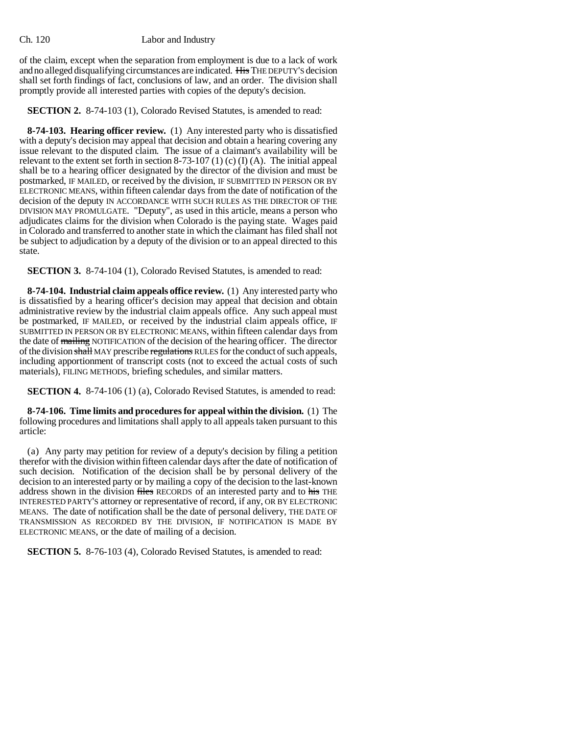of the claim, except when the separation from employment is due to a lack of work and no alleged disqualifying circumstances are indicated. ~~His~~ THE DEPUTY'S decision shall set forth findings of fact, conclusions of law, and an order. The division shall promptly provide all interested parties with copies of the deputy's decision.

**SECTION 2.** 8-74-103 (1), Colorado Revised Statutes, is amended to read:

**8-74-103. Hearing officer review.** (1) Any interested party who is dissatisfied with a deputy's decision may appeal that decision and obtain a hearing covering any issue relevant to the disputed claim. The issue of a claimant's availability will be relevant to the extent set forth in section 8-73-107 (1) (c) (I) (A). The initial appeal shall be to a hearing officer designated by the director of the division and must be postmarked, IF MAILED, or received by the division, IF SUBMITTED IN PERSON OR BY ELECTRONIC MEANS, within fifteen calendar days from the date of notification of the decision of the deputy IN ACCORDANCE WITH SUCH RULES AS THE DIRECTOR OF THE DIVISION MAY PROMULGATE. "Deputy", as used in this article, means a person who adjudicates claims for the division when Colorado is the paying state. Wages paid in Colorado and transferred to another state in which the claimant has filed shall not be subject to adjudication by a deputy of the division or to an appeal directed to this state.

**SECTION 3.** 8-74-104 (1), Colorado Revised Statutes, is amended to read:

**8-74-104. Industrial claim appeals office review.** (1) Any interested party who is dissatisfied by a hearing officer's decision may appeal that decision and obtain administrative review by the industrial claim appeals office. Any such appeal must be postmarked, IF MAILED, or received by the industrial claim appeals office, IF SUBMITTED IN PERSON OR BY ELECTRONIC MEANS, within fifteen calendar days from the date of ~~mailing~~ NOTIFICATION of the decision of the hearing officer. The director of the division ~~shall~~ MAY prescribe ~~regulations~~ RULES for the conduct of such appeals, including apportionment of transcript costs (not to exceed the actual costs of such materials), FILING METHODS, briefing schedules, and similar matters.

**SECTION 4.** 8-74-106 (1) (a), Colorado Revised Statutes, is amended to read:

**8-74-106. Time limits and procedures for appeal within the division.** (1) The following procedures and limitations shall apply to all appeals taken pursuant to this article:

(a) Any party may petition for review of a deputy's decision by filing a petition therefor with the division within fifteen calendar days after the date of notification of such decision. Notification of the decision shall be by personal delivery of the decision to an interested party or by mailing a copy of the decision to the last-known address shown in the division ~~files~~ RECORDS of an interested party and to ~~his~~ THE INTERESTED PARTY'S attorney or representative of record, if any, OR BY ELECTRONIC MEANS. The date of notification shall be the date of personal delivery, THE DATE OF TRANSMISSION AS RECORDED BY THE DIVISION, IF NOTIFICATION IS MADE BY ELECTRONIC MEANS, or the date of mailing of a decision.

**SECTION 5.** 8-76-103 (4), Colorado Revised Statutes, is amended to read: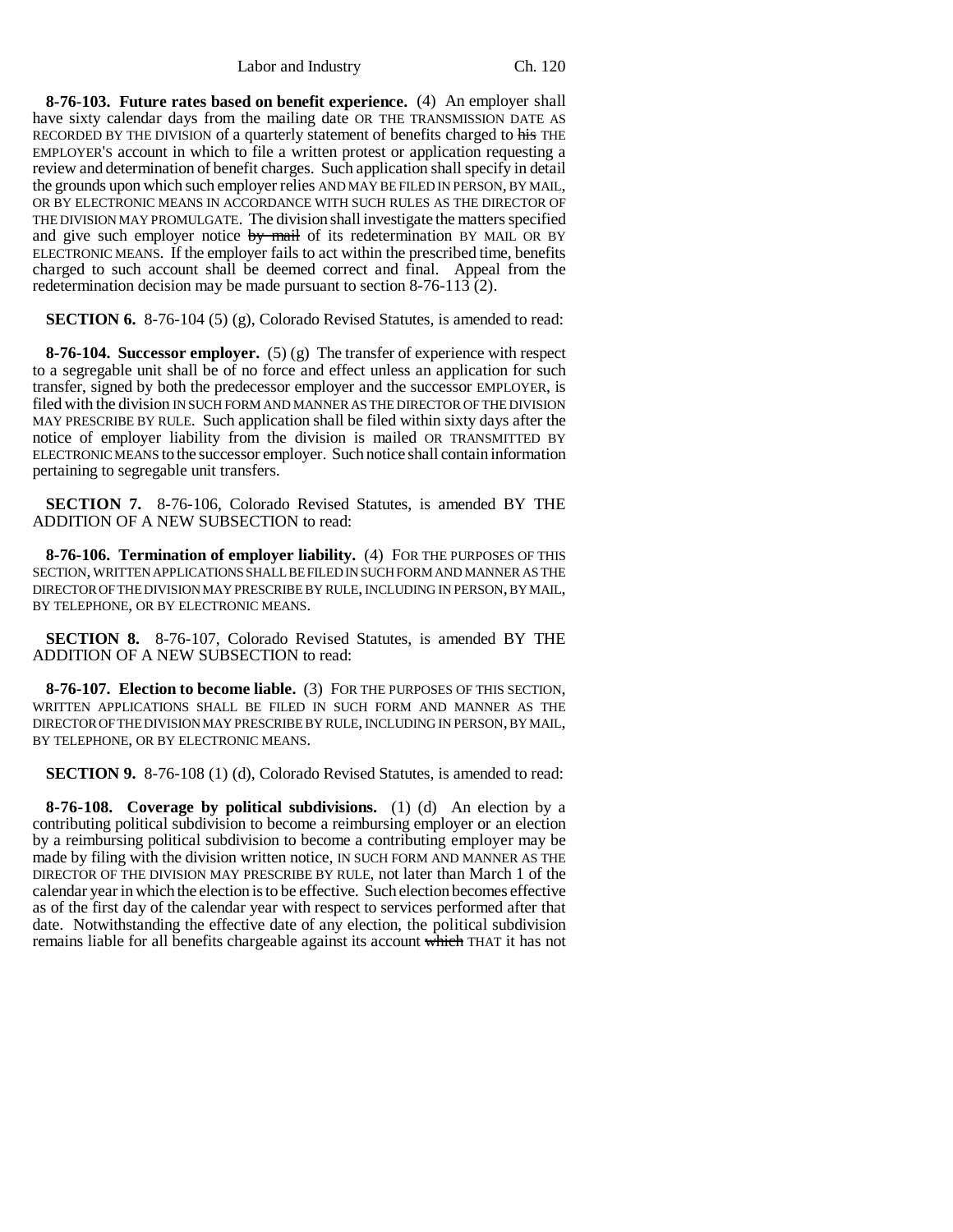**8-76-103. Future rates based on benefit experience.** (4) An employer shall have sixty calendar days from the mailing date OR THE TRANSMISSION DATE AS RECORDED BY THE DIVISION of a quarterly statement of benefits charged to ~~his~~ THE EMPLOYER'S account in which to file a written protest or application requesting a review and determination of benefit charges. Such application shall specify in detail the grounds upon which such employer relies AND MAY BE FILED IN PERSON, BY MAIL, OR BY ELECTRONIC MEANS IN ACCORDANCE WITH SUCH RULES AS THE DIRECTOR OF THE DIVISION MAY PROMULGATE. The division shall investigate the matters specified and give such employer notice ~~by mail~~ of its redetermination BY MAIL OR BY ELECTRONIC MEANS. If the employer fails to act within the prescribed time, benefits charged to such account shall be deemed correct and final. Appeal from the redetermination decision may be made pursuant to section 8-76-113 (2).

**SECTION 6.** 8-76-104 (5) (g), Colorado Revised Statutes, is amended to read:

**8-76-104. Successor employer.** (5) (g) The transfer of experience with respect to a segregable unit shall be of no force and effect unless an application for such transfer, signed by both the predecessor employer and the successor EMPLOYER, is filed with the division IN SUCH FORM AND MANNER AS THE DIRECTOR OF THE DIVISION MAY PRESCRIBE BY RULE. Such application shall be filed within sixty days after the notice of employer liability from the division is mailed OR TRANSMITTED BY ELECTRONIC MEANS to the successor employer. Such notice shall contain information pertaining to segregable unit transfers.

**SECTION 7.** 8-76-106, Colorado Revised Statutes, is amended BY THE ADDITION OF A NEW SUBSECTION to read:

**8-76-106. Termination of employer liability.** (4) FOR THE PURPOSES OF THIS SECTION, WRITTEN APPLICATIONS SHALL BE FILED IN SUCH FORM AND MANNER AS THE DIRECTOR OF THE DIVISION MAY PRESCRIBE BY RULE, INCLUDING IN PERSON, BY MAIL, BY TELEPHONE, OR BY ELECTRONIC MEANS.

**SECTION 8.** 8-76-107, Colorado Revised Statutes, is amended BY THE ADDITION OF A NEW SUBSECTION to read:

**8-76-107. Election to become liable.** (3) FOR THE PURPOSES OF THIS SECTION, WRITTEN APPLICATIONS SHALL BE FILED IN SUCH FORM AND MANNER AS THE DIRECTOR OF THE DIVISION MAY PRESCRIBE BY RULE, INCLUDING IN PERSON, BY MAIL, BY TELEPHONE, OR BY ELECTRONIC MEANS.

**SECTION 9.** 8-76-108 (1) (d), Colorado Revised Statutes, is amended to read:

**8-76-108. Coverage by political subdivisions.** (1) (d) An election by a contributing political subdivision to become a reimbursing employer or an election by a reimbursing political subdivision to become a contributing employer may be made by filing with the division written notice, IN SUCH FORM AND MANNER AS THE DIRECTOR OF THE DIVISION MAY PRESCRIBE BY RULE, not later than March 1 of the calendar year in which the election is to be effective. Such election becomes effective as of the first day of the calendar year with respect to services performed after that date. Notwithstanding the effective date of any election, the political subdivision remains liable for all benefits chargeable against its account ~~which~~ THAT it has not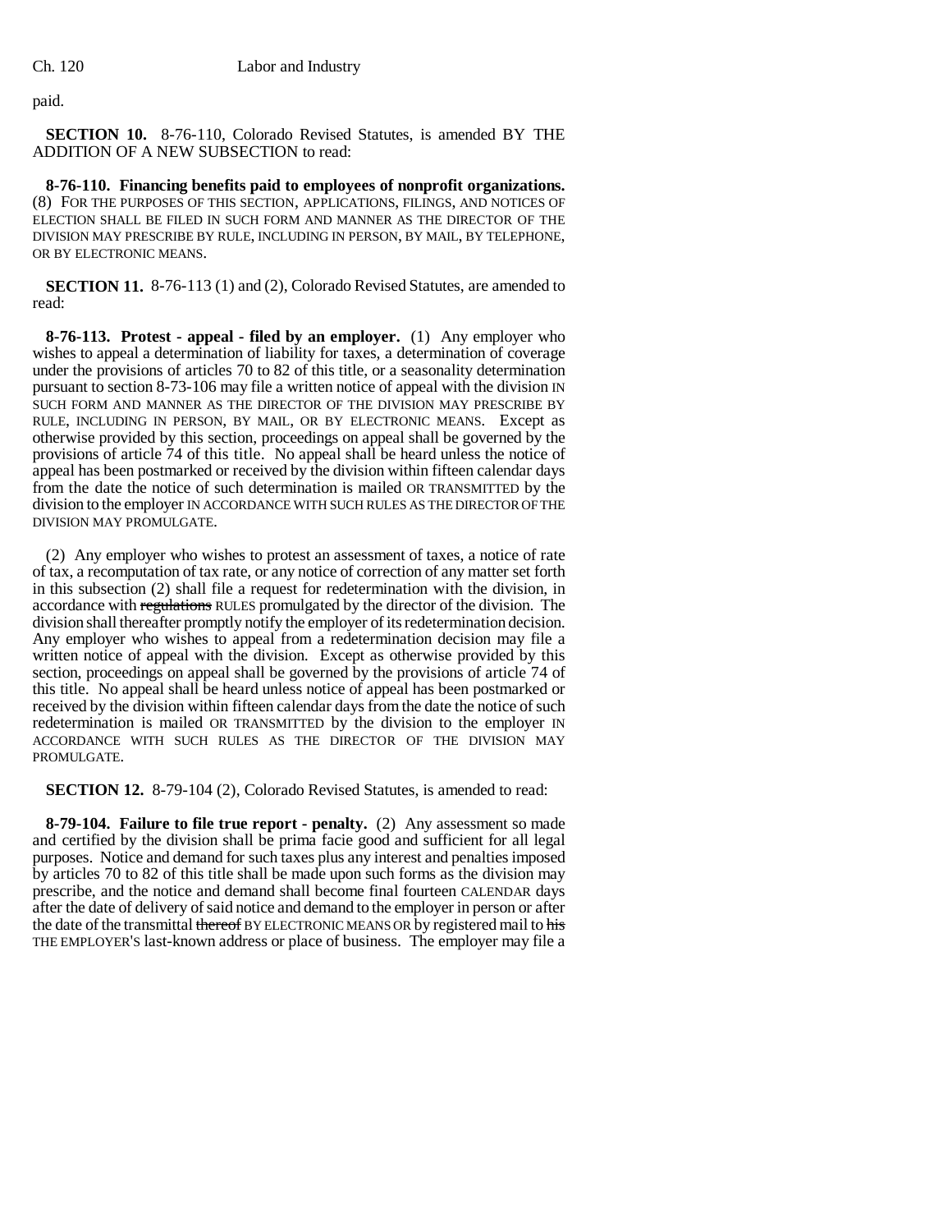paid.

**SECTION 10.** 8-76-110, Colorado Revised Statutes, is amended BY THE ADDITION OF A NEW SUBSECTION to read:

**8-76-110. Financing benefits paid to employees of nonprofit organizations.** (8) FOR THE PURPOSES OF THIS SECTION, APPLICATIONS, FILINGS, AND NOTICES OF ELECTION SHALL BE FILED IN SUCH FORM AND MANNER AS THE DIRECTOR OF THE DIVISION MAY PRESCRIBE BY RULE, INCLUDING IN PERSON, BY MAIL, BY TELEPHONE, OR BY ELECTRONIC MEANS.

**SECTION 11.** 8-76-113 (1) and (2), Colorado Revised Statutes, are amended to read:

**8-76-113. Protest - appeal - filed by an employer.** (1) Any employer who wishes to appeal a determination of liability for taxes, a determination of coverage under the provisions of articles 70 to 82 of this title, or a seasonality determination pursuant to section 8-73-106 may file a written notice of appeal with the division IN SUCH FORM AND MANNER AS THE DIRECTOR OF THE DIVISION MAY PRESCRIBE BY RULE, INCLUDING IN PERSON, BY MAIL, OR BY ELECTRONIC MEANS. Except as otherwise provided by this section, proceedings on appeal shall be governed by the provisions of article 74 of this title. No appeal shall be heard unless the notice of appeal has been postmarked or received by the division within fifteen calendar days from the date the notice of such determination is mailed OR TRANSMITTED by the division to the employer IN ACCORDANCE WITH SUCH RULES AS THE DIRECTOR OF THE DIVISION MAY PROMULGATE.

(2) Any employer who wishes to protest an assessment of taxes, a notice of rate of tax, a recomputation of tax rate, or any notice of correction of any matter set forth in this subsection (2) shall file a request for redetermination with the division, in accordance with ~~regulations~~ RULES promulgated by the director of the division. The division shall thereafter promptly notify the employer of its redetermination decision. Any employer who wishes to appeal from a redetermination decision may file a written notice of appeal with the division. Except as otherwise provided by this section, proceedings on appeal shall be governed by the provisions of article 74 of this title. No appeal shall be heard unless notice of appeal has been postmarked or received by the division within fifteen calendar days from the date the notice of such redetermination is mailed OR TRANSMITTED by the division to the employer IN ACCORDANCE WITH SUCH RULES AS THE DIRECTOR OF THE DIVISION MAY PROMULGATE.

**SECTION 12.** 8-79-104 (2), Colorado Revised Statutes, is amended to read:

**8-79-104. Failure to file true report - penalty.** (2) Any assessment so made and certified by the division shall be prima facie good and sufficient for all legal purposes. Notice and demand for such taxes plus any interest and penalties imposed by articles 70 to 82 of this title shall be made upon such forms as the division may prescribe, and the notice and demand shall become final fourteen CALENDAR days after the date of delivery of said notice and demand to the employer in person or after the date of the transmittal ~~thereof~~ BY ELECTRONIC MEANS OR by registered mail to ~~his~~ THE EMPLOYER'S last-known address or place of business. The employer may file a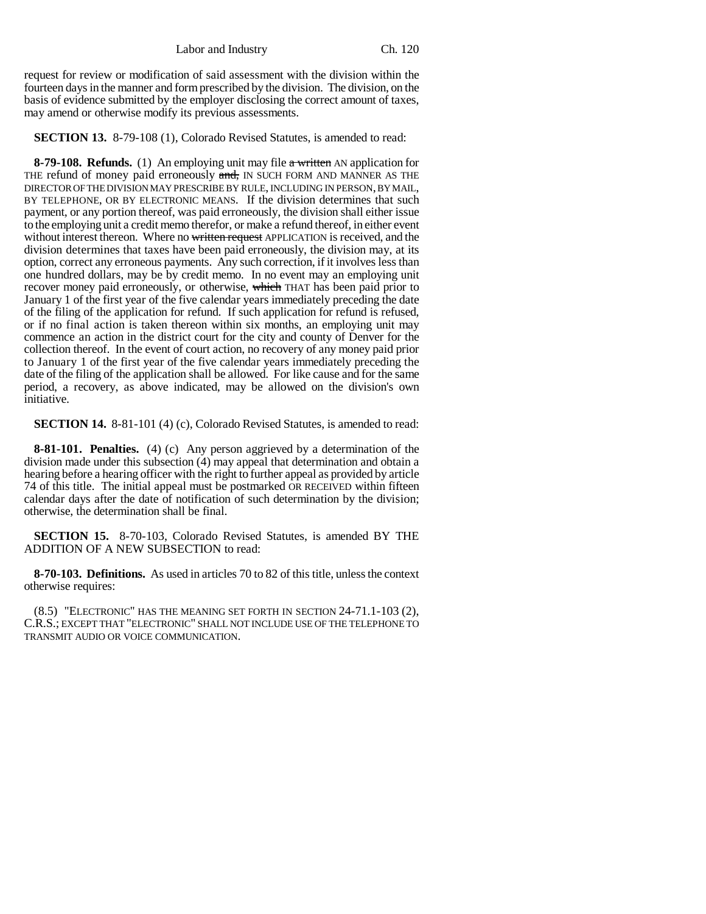request for review or modification of said assessment with the division within the fourteen days in the manner and form prescribed by the division. The division, on the basis of evidence submitted by the employer disclosing the correct amount of taxes, may amend or otherwise modify its previous assessments.

**SECTION 13.** 8-79-108 (1), Colorado Revised Statutes, is amended to read:

**8-79-108. Refunds.** (1) An employing unit may file ~~a written~~ AN application for THE refund of money paid erroneously ~~and,~~ IN SUCH FORM AND MANNER AS THE DIRECTOR OF THE DIVISION MAY PRESCRIBE BY RULE, INCLUDING IN PERSON, BY MAIL, BY TELEPHONE, OR BY ELECTRONIC MEANS. If the division determines that such payment, or any portion thereof, was paid erroneously, the division shall either issue to the employing unit a credit memo therefor, or make a refund thereof, in either event without interest thereon. Where no ~~written request~~ APPLICATION is received, and the division determines that taxes have been paid erroneously, the division may, at its option, correct any erroneous payments. Any such correction, if it involves less than one hundred dollars, may be by credit memo. In no event may an employing unit recover money paid erroneously, or otherwise, ~~which~~ THAT has been paid prior to January 1 of the first year of the five calendar years immediately preceding the date of the filing of the application for refund. If such application for refund is refused, or if no final action is taken thereon within six months, an employing unit may commence an action in the district court for the city and county of Denver for the collection thereof. In the event of court action, no recovery of any money paid prior to January 1 of the first year of the five calendar years immediately preceding the date of the filing of the application shall be allowed. For like cause and for the same period, a recovery, as above indicated, may be allowed on the division's own initiative.

**SECTION 14.** 8-81-101 (4) (c), Colorado Revised Statutes, is amended to read:

**8-81-101. Penalties.** (4) (c) Any person aggrieved by a determination of the division made under this subsection (4) may appeal that determination and obtain a hearing before a hearing officer with the right to further appeal as provided by article 74 of this title. The initial appeal must be postmarked OR RECEIVED within fifteen calendar days after the date of notification of such determination by the division; otherwise, the determination shall be final.

**SECTION 15.** 8-70-103, Colorado Revised Statutes, is amended BY THE ADDITION OF A NEW SUBSECTION to read:

**8-70-103. Definitions.** As used in articles 70 to 82 of this title, unless the context otherwise requires:

(8.5) "ELECTRONIC" HAS THE MEANING SET FORTH IN SECTION 24-71.1-103 (2), C.R.S.; EXCEPT THAT "ELECTRONIC" SHALL NOT INCLUDE USE OF THE TELEPHONE TO TRANSMIT AUDIO OR VOICE COMMUNICATION.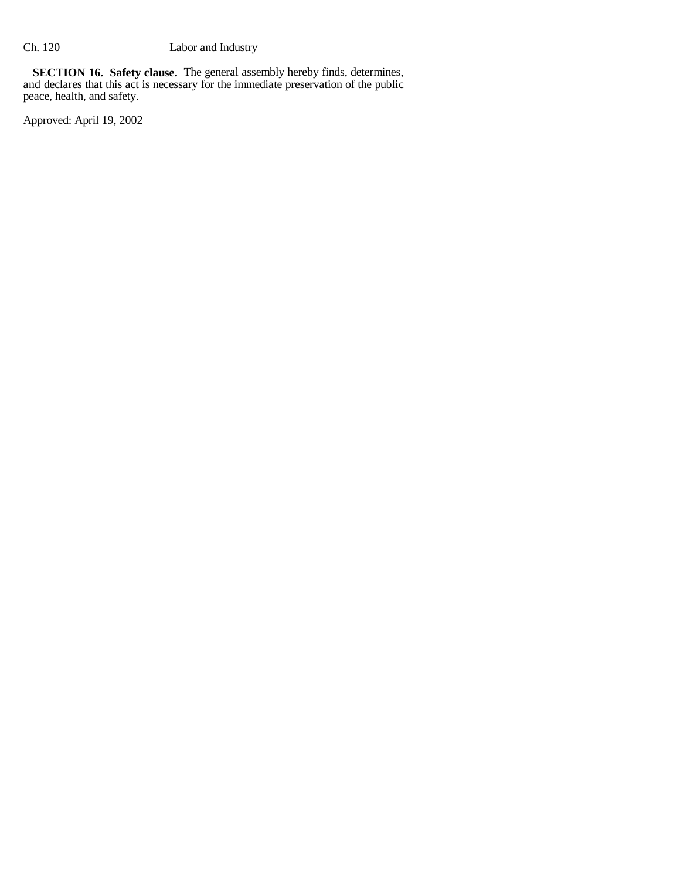**SECTION 16. Safety clause.** The general assembly hereby finds, determines, and declares that this act is necessary for the immediate preservation of the public peace, health, and safety.

Approved: April 19, 2002